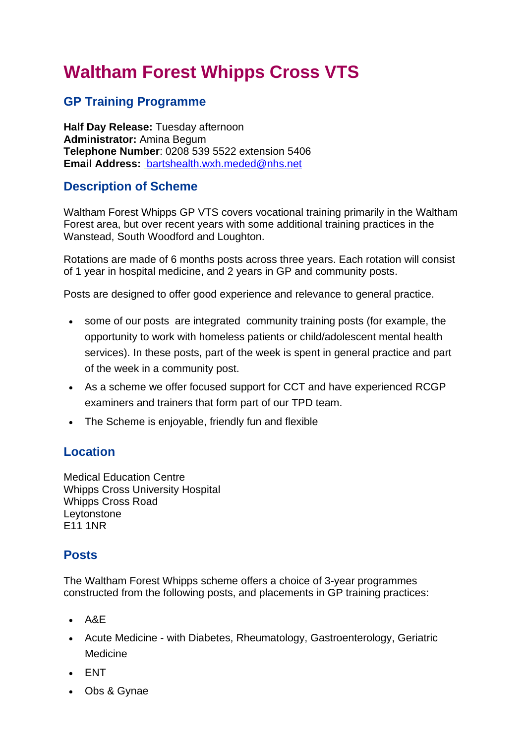# Waltham Forest Whipps Cross VTS

## GP Training Programme

**Half Day Release:** Tuesday afternoon
**Administrator:** Amina Begum
**Telephone Number**: 0208 539 5522 extension 5406
**Email Address:** bartshealth.wxh.meded@nhs.net

## Description of Scheme

Waltham Forest Whipps GP VTS covers vocational training primarily in the Waltham Forest area, but over recent years with some additional training practices in the Wanstead, South Woodford and Loughton.

Rotations are made of 6 months posts across three years. Each rotation will consist of 1 year in hospital medicine, and 2 years in GP and community posts.

Posts are designed to offer good experience and relevance to general practice.

- some of our posts are integrated community training posts (for example, the opportunity to work with homeless patients or child/adolescent mental health services). In these posts, part of the week is spent in general practice and part of the week in a community post.
- As a scheme we offer focused support for CCT and have experienced RCGP examiners and trainers that form part of our TPD team.
- The Scheme is enjoyable, friendly fun and flexible

## Location

Medical Education Centre
Whipps Cross University Hospital
Whipps Cross Road
Leytonstone
E11 1NR

## Posts

The Waltham Forest Whipps scheme offers a choice of 3-year programmes constructed from the following posts, and placements in GP training practices:

- A&E
- Acute Medicine - with Diabetes, Rheumatology, Gastroenterology, Geriatric Medicine
- ENT
- Obs & Gynae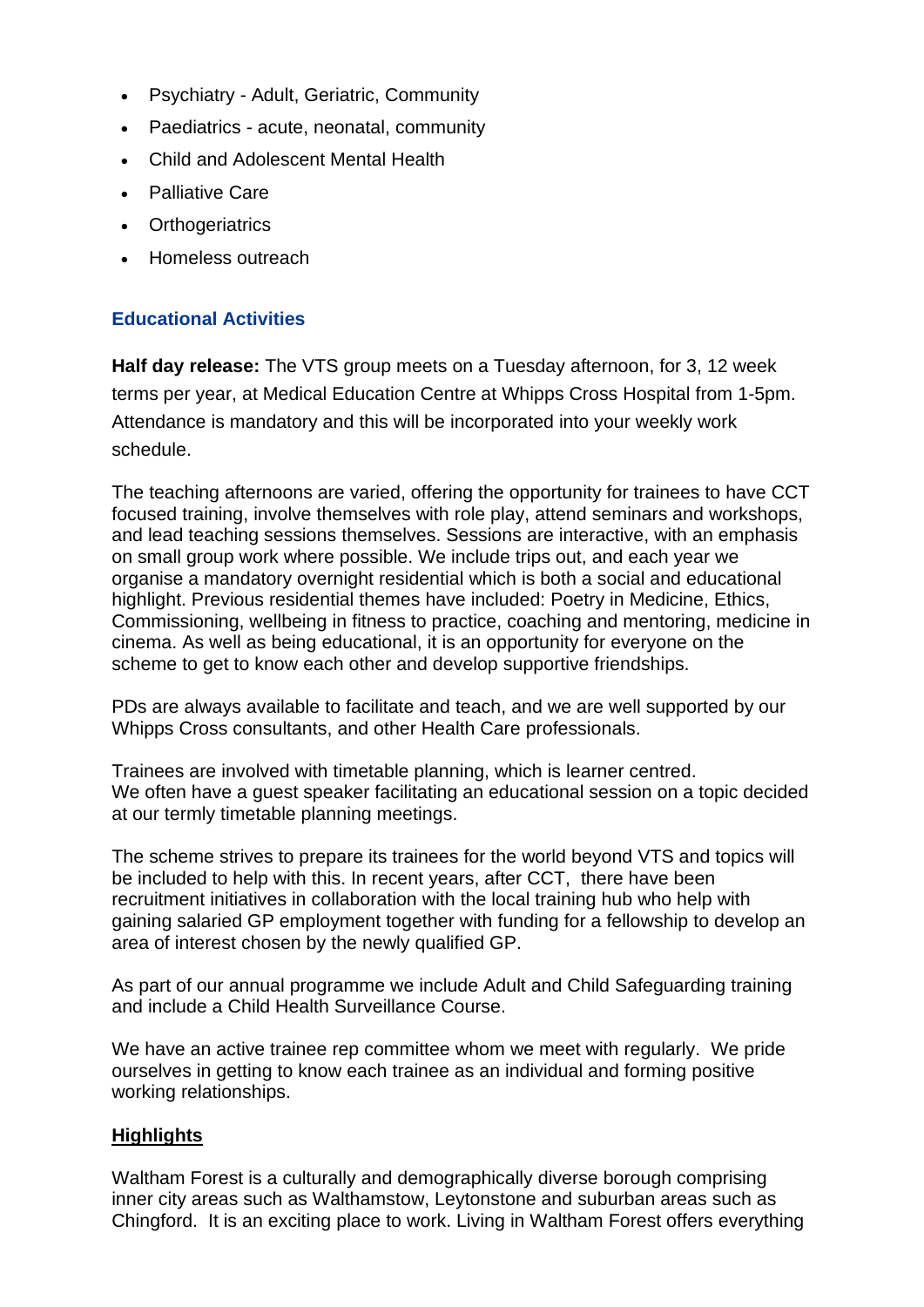- Psychiatry - Adult, Geriatric, Community
- Paediatrics - acute, neonatal, community
- Child and Adolescent Mental Health
- Palliative Care
- Orthogeriatrics
- Homeless outreach

## Educational Activities

**Half day release:** The VTS group meets on a Tuesday afternoon, for 3, 12 week terms per year, at Medical Education Centre at Whipps Cross Hospital from 1-5pm. Attendance is mandatory and this will be incorporated into your weekly work schedule.

The teaching afternoons are varied, offering the opportunity for trainees to have CCT focused training, involve themselves with role play, attend seminars and workshops, and lead teaching sessions themselves. Sessions are interactive, with an emphasis on small group work where possible. We include trips out, and each year we organise a mandatory overnight residential which is both a social and educational highlight. Previous residential themes have included: Poetry in Medicine, Ethics, Commissioning, wellbeing in fitness to practice, coaching and mentoring, medicine in cinema. As well as being educational, it is an opportunity for everyone on the scheme to get to know each other and develop supportive friendships.

PDs are always available to facilitate and teach, and we are well supported by our Whipps Cross consultants, and other Health Care professionals.

Trainees are involved with timetable planning, which is learner centred.
We often have a guest speaker facilitating an educational session on a topic decided at our termly timetable planning meetings.

The scheme strives to prepare its trainees for the world beyond VTS and topics will be included to help with this. In recent years, after CCT, there have been recruitment initiatives in collaboration with the local training hub who help with gaining salaried GP employment together with funding for a fellowship to develop an area of interest chosen by the newly qualified GP.

As part of our annual programme we include Adult and Child Safeguarding training and include a Child Health Surveillance Course.

We have an active trainee rep committee whom we meet with regularly. We pride ourselves in getting to know each trainee as an individual and forming positive working relationships.

## Highlights

Waltham Forest is a culturally and demographically diverse borough comprising inner city areas such as Walthamstow, Leytonstone and suburban areas such as Chingford. It is an exciting place to work. Living in Waltham Forest offers everything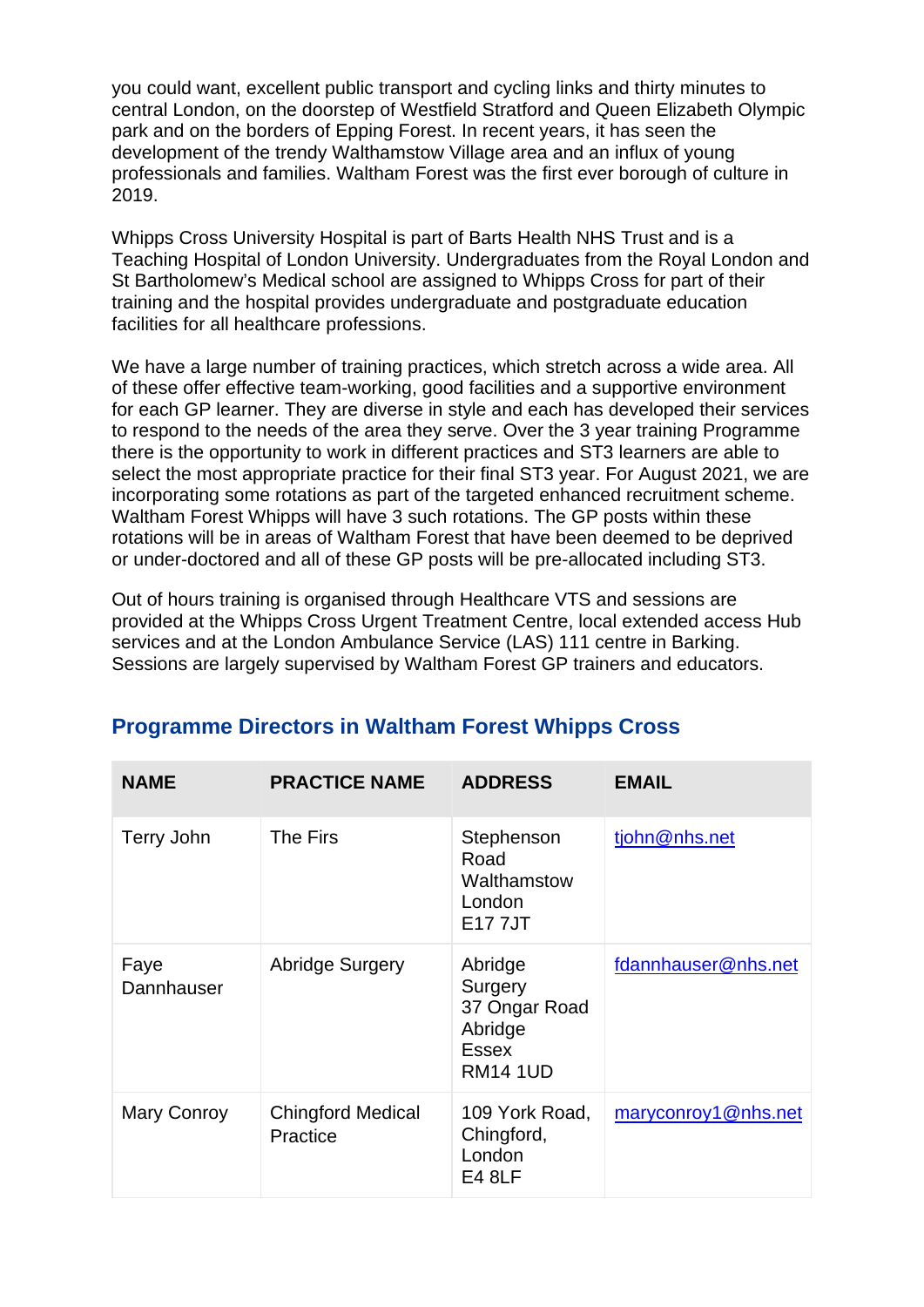you could want, excellent public transport and cycling links and thirty minutes to central London, on the doorstep of Westfield Stratford and Queen Elizabeth Olympic park and on the borders of Epping Forest. In recent years, it has seen the development of the trendy Walthamstow Village area and an influx of young professionals and families. Waltham Forest was the first ever borough of culture in 2019.

Whipps Cross University Hospital is part of Barts Health NHS Trust and is a Teaching Hospital of London University. Undergraduates from the Royal London and St Bartholomew's Medical school are assigned to Whipps Cross for part of their training and the hospital provides undergraduate and postgraduate education facilities for all healthcare professions.

We have a large number of training practices, which stretch across a wide area. All of these offer effective team-working, good facilities and a supportive environment for each GP learner. They are diverse in style and each has developed their services to respond to the needs of the area they serve. Over the 3 year training Programme there is the opportunity to work in different practices and ST3 learners are able to select the most appropriate practice for their final ST3 year. For August 2021, we are incorporating some rotations as part of the targeted enhanced recruitment scheme. Waltham Forest Whipps will have 3 such rotations. The GP posts within these rotations will be in areas of Waltham Forest that have been deemed to be deprived or under-doctored and all of these GP posts will be pre-allocated including ST3.

Out of hours training is organised through Healthcare VTS and sessions are provided at the Whipps Cross Urgent Treatment Centre, local extended access Hub services and at the London Ambulance Service (LAS) 111 centre in Barking. Sessions are largely supervised by Waltham Forest GP trainers and educators.

## Programme Directors in Waltham Forest Whipps Cross

| NAME | PRACTICE NAME | ADDRESS | EMAIL |
|---|---|---|---|
| Terry John | The Firs | Stephenson Road Walthamstow London E17 7JT | tjohn@nhs.net |
| Faye Dannhauser | Abridge Surgery | Abridge Surgery 37 Ongar Road Abridge Essex RM14 1UD | fdannhauser@nhs.net |
| Mary Conroy | Chingford Medical Practice | 109 York Road, Chingford, London E4 8LF | maryconroy1@nhs.net |